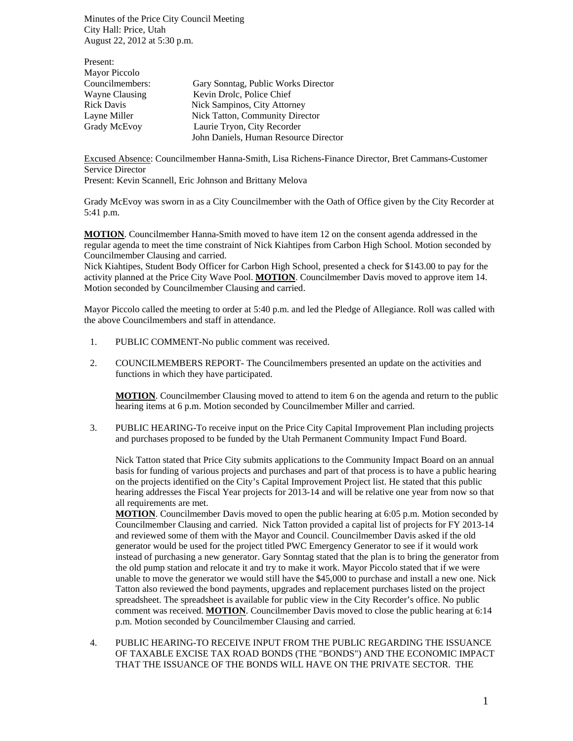Minutes of the Price City Council Meeting
City Hall: Price, Utah
August 22, 2012 at 5:30 p.m.

Present:

| | |
|---|---|
| Mayor Piccolo | |
| Councilmembers: | Gary Sonntag, Public Works Director |
| Wayne Clausing | Kevin Drolc, Police Chief |
| Rick Davis | Nick Sampinos, City Attorney |
| Layne Miller | Nick Tatton, Community Director |
| Grady McEvoy | Laurie Tryon, City Recorder |
| | John Daniels, Human Resource Director |

Excused Absence: Councilmember Hanna-Smith, Lisa Richens-Finance Director, Bret Cammans-Customer Service Director
Present: Kevin Scannell, Eric Johnson and Brittany Melova

Grady McEvoy was sworn in as a City Councilmember with the Oath of Office given by the City Recorder at 5:41 p.m.

**MOTION**. Councilmember Hanna-Smith moved to have item 12 on the consent agenda addressed in the regular agenda to meet the time constraint of Nick Kiahtipes from Carbon High School. Motion seconded by Councilmember Clausing and carried.
Nick Kiahtipes, Student Body Officer for Carbon High School, presented a check for $143.00 to pay for the activity planned at the Price City Wave Pool. **MOTION**. Councilmember Davis moved to approve item 14. Motion seconded by Councilmember Clausing and carried.

Mayor Piccolo called the meeting to order at 5:40 p.m. and led the Pledge of Allegiance. Roll was called with the above Councilmembers and staff in attendance.

1. PUBLIC COMMENT-No public comment was received.

2. COUNCILMEMBERS REPORT- The Councilmembers presented an update on the activities and functions in which they have participated.

   **MOTION**. Councilmember Clausing moved to attend to item 6 on the agenda and return to the public hearing items at 6 p.m. Motion seconded by Councilmember Miller and carried.

3. PUBLIC HEARING-To receive input on the Price City Capital Improvement Plan including projects and purchases proposed to be funded by the Utah Permanent Community Impact Fund Board.

   Nick Tatton stated that Price City submits applications to the Community Impact Board on an annual basis for funding of various projects and purchases and part of that process is to have a public hearing on the projects identified on the City's Capital Improvement Project list. He stated that this public hearing addresses the Fiscal Year projects for 2013-14 and will be relative one year from now so that all requirements are met.
   **MOTION**. Councilmember Davis moved to open the public hearing at 6:05 p.m. Motion seconded by Councilmember Clausing and carried. Nick Tatton provided a capital list of projects for FY 2013-14 and reviewed some of them with the Mayor and Council. Councilmember Davis asked if the old generator would be used for the project titled PWC Emergency Generator to see if it would work instead of purchasing a new generator. Gary Sonntag stated that the plan is to bring the generator from the old pump station and relocate it and try to make it work. Mayor Piccolo stated that if we were unable to move the generator we would still have the $45,000 to purchase and install a new one. Nick Tatton also reviewed the bond payments, upgrades and replacement purchases listed on the project spreadsheet. The spreadsheet is available for public view in the City Recorder's office. No public comment was received. **MOTION**. Councilmember Davis moved to close the public hearing at 6:14 p.m. Motion seconded by Councilmember Clausing and carried.

4. PUBLIC HEARING-TO RECEIVE INPUT FROM THE PUBLIC REGARDING THE ISSUANCE OF TAXABLE EXCISE TAX ROAD BONDS (THE "BONDS") AND THE ECONOMIC IMPACT THAT THE ISSUANCE OF THE BONDS WILL HAVE ON THE PRIVATE SECTOR. THE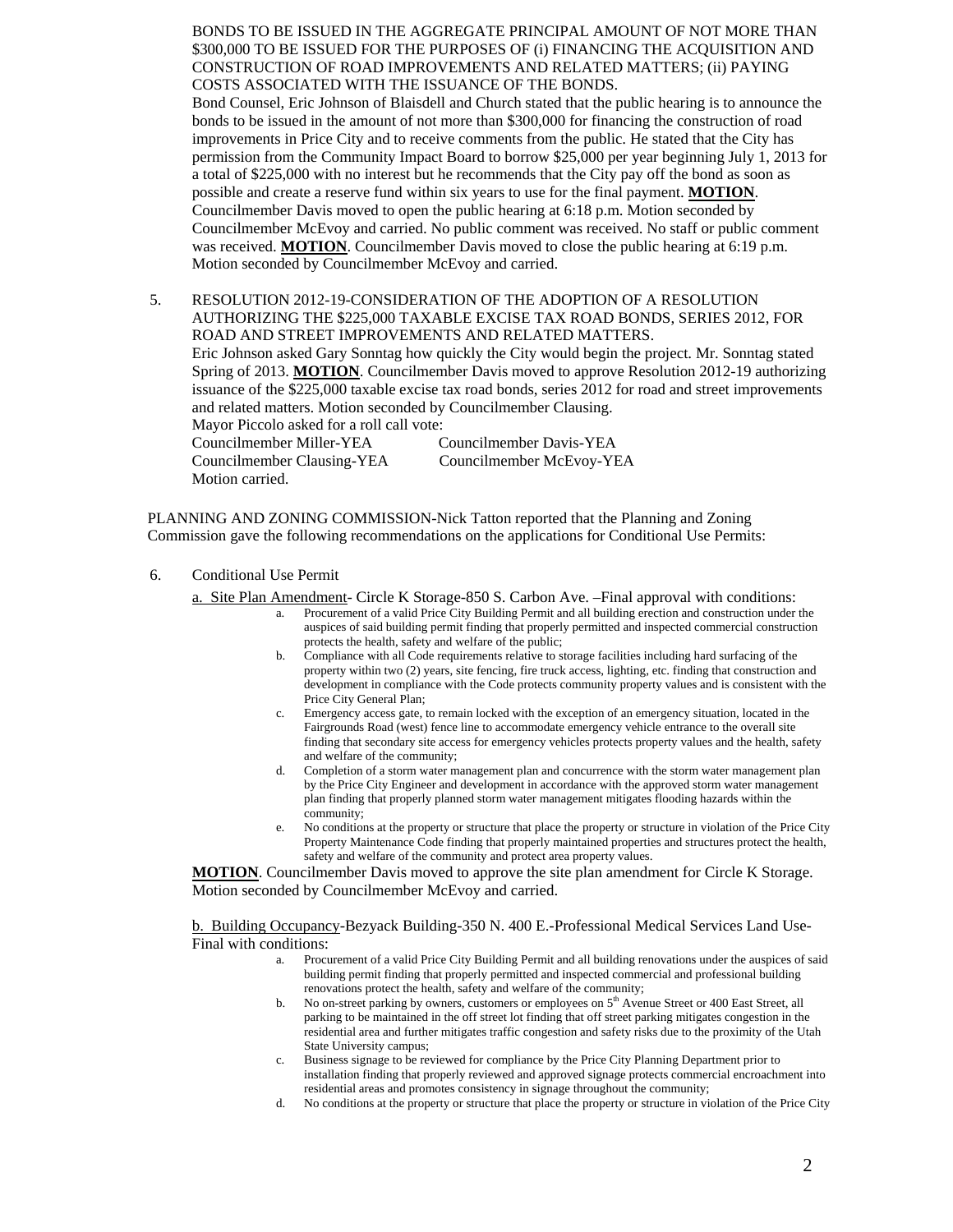BONDS TO BE ISSUED IN THE AGGREGATE PRINCIPAL AMOUNT OF NOT MORE THAN $300,000 TO BE ISSUED FOR THE PURPOSES OF (i) FINANCING THE ACQUISITION AND CONSTRUCTION OF ROAD IMPROVEMENTS AND RELATED MATTERS; (ii) PAYING COSTS ASSOCIATED WITH THE ISSUANCE OF THE BONDS.
Bond Counsel, Eric Johnson of Blaisdell and Church stated that the public hearing is to announce the bonds to be issued in the amount of not more than $300,000 for financing the construction of road improvements in Price City and to receive comments from the public. He stated that the City has permission from the Community Impact Board to borrow $25,000 per year beginning July 1, 2013 for a total of $225,000 with no interest but he recommends that the City pay off the bond as soon as possible and create a reserve fund within six years to use for the final payment. **MOTION**. Councilmember Davis moved to open the public hearing at 6:18 p.m. Motion seconded by Councilmember McEvoy and carried. No public comment was received. No staff or public comment was received. **MOTION**. Councilmember Davis moved to close the public hearing at 6:19 p.m. Motion seconded by Councilmember McEvoy and carried.

5. RESOLUTION 2012-19-CONSIDERATION OF THE ADOPTION OF A RESOLUTION AUTHORIZING THE $225,000 TAXABLE EXCISE TAX ROAD BONDS, SERIES 2012, FOR ROAD AND STREET IMPROVEMENTS AND RELATED MATTERS.
Eric Johnson asked Gary Sonntag how quickly the City would begin the project. Mr. Sonntag stated Spring of 2013. **MOTION**. Councilmember Davis moved to approve Resolution 2012-19 authorizing issuance of the $225,000 taxable excise tax road bonds, series 2012 for road and street improvements and related matters. Motion seconded by Councilmember Clausing.
Mayor Piccolo asked for a roll call vote:
Councilmember Miller-YEA Councilmember Davis-YEA
Councilmember Clausing-YEA Councilmember McEvoy-YEA
Motion carried.

PLANNING AND ZONING COMMISSION-Nick Tatton reported that the Planning and Zoning Commission gave the following recommendations on the applications for Conditional Use Permits:

6. Conditional Use Permit

a. Site Plan Amendment- Circle K Storage-850 S. Carbon Ave. –Final approval with conditions:

a. Procurement of a valid Price City Building Permit and all building erection and construction under the auspices of said building permit finding that properly permitted and inspected commercial construction protects the health, safety and welfare of the public;
b. Compliance with all Code requirements relative to storage facilities including hard surfacing of the property within two (2) years, site fencing, fire truck access, lighting, etc. finding that construction and development in compliance with the Code protects community property values and is consistent with the Price City General Plan;
c. Emergency access gate, to remain locked with the exception of an emergency situation, located in the Fairgrounds Road (west) fence line to accommodate emergency vehicle entrance to the overall site finding that secondary site access for emergency vehicles protects property values and the health, safety and welfare of the community;
d. Completion of a storm water management plan and concurrence with the storm water management plan by the Price City Engineer and development in accordance with the approved storm water management plan finding that properly planned storm water management mitigates flooding hazards within the community;
e. No conditions at the property or structure that place the property or structure in violation of the Price City Property Maintenance Code finding that properly maintained properties and structures protect the health, safety and welfare of the community and protect area property values.

**MOTION**. Councilmember Davis moved to approve the site plan amendment for Circle K Storage. Motion seconded by Councilmember McEvoy and carried.

b. Building Occupancy-Bezyack Building-350 N. 400 E.-Professional Medical Services Land Use-Final with conditions:

a. Procurement of a valid Price City Building Permit and all building renovations under the auspices of said building permit finding that properly permitted and inspected commercial and professional building renovations protect the health, safety and welfare of the community;
b. No on-street parking by owners, customers or employees on 5th Avenue Street or 400 East Street, all parking to be maintained in the off street lot finding that off street parking mitigates congestion in the residential area and further mitigates traffic congestion and safety risks due to the proximity of the Utah State University campus;
c. Business signage to be reviewed for compliance by the Price City Planning Department prior to installation finding that properly reviewed and approved signage protects commercial encroachment into residential areas and promotes consistency in signage throughout the community;
d. No conditions at the property or structure that place the property or structure in violation of the Price City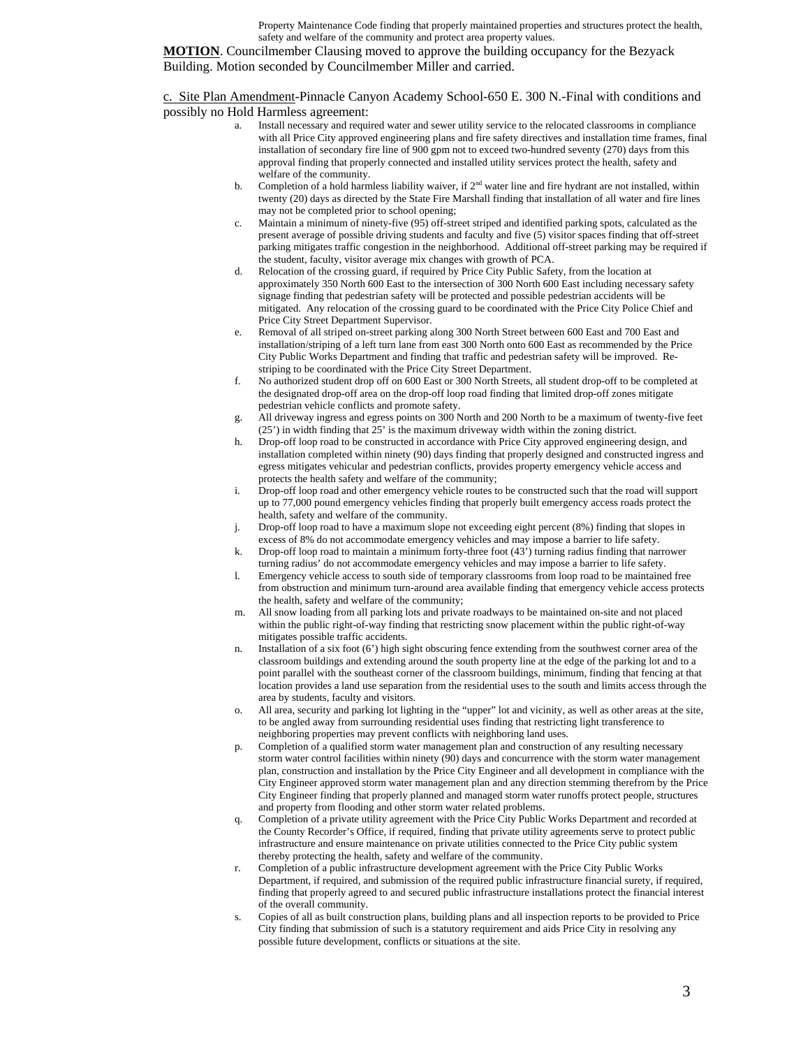Property Maintenance Code finding that properly maintained properties and structures protect the health, safety and welfare of the community and protect area property values.

**MOTION**. Councilmember Clausing moved to approve the building occupancy for the Bezyack Building. Motion seconded by Councilmember Miller and carried.

c. Site Plan Amendment-Pinnacle Canyon Academy School-650 E. 300 N.-Final with conditions and possibly no Hold Harmless agreement:

a. Install necessary and required water and sewer utility service to the relocated classrooms in compliance with all Price City approved engineering plans and fire safety directives and installation time frames, final installation of secondary fire line of 900 gpm not to exceed two-hundred seventy (270) days from this approval finding that properly connected and installed utility services protect the health, safety and welfare of the community.

b. Completion of a hold harmless liability waiver, if 2nd water line and fire hydrant are not installed, within twenty (20) days as directed by the State Fire Marshall finding that installation of all water and fire lines may not be completed prior to school opening;

c. Maintain a minimum of ninety-five (95) off-street striped and identified parking spots, calculated as the present average of possible driving students and faculty and five (5) visitor spaces finding that off-street parking mitigates traffic congestion in the neighborhood. Additional off-street parking may be required if the student, faculty, visitor average mix changes with growth of PCA.

d. Relocation of the crossing guard, if required by Price City Public Safety, from the location at approximately 350 North 600 East to the intersection of 300 North 600 East including necessary safety signage finding that pedestrian safety will be protected and possible pedestrian accidents will be mitigated. Any relocation of the crossing guard to be coordinated with the Price City Police Chief and Price City Street Department Supervisor.

e. Removal of all striped on-street parking along 300 North Street between 600 East and 700 East and installation/striping of a left turn lane from east 300 North onto 600 East as recommended by the Price City Public Works Department and finding that traffic and pedestrian safety will be improved. Re-striping to be coordinated with the Price City Street Department.

f. No authorized student drop off on 600 East or 300 North Streets, all student drop-off to be completed at the designated drop-off area on the drop-off loop road finding that limited drop-off zones mitigate pedestrian vehicle conflicts and promote safety.

g. All driveway ingress and egress points on 300 North and 200 North to be a maximum of twenty-five feet (25') in width finding that 25' is the maximum driveway width within the zoning district.

h. Drop-off loop road to be constructed in accordance with Price City approved engineering design, and installation completed within ninety (90) days finding that properly designed and constructed ingress and egress mitigates vehicular and pedestrian conflicts, provides property emergency vehicle access and protects the health safety and welfare of the community;

i. Drop-off loop road and other emergency vehicle routes to be constructed such that the road will support up to 77,000 pound emergency vehicles finding that properly built emergency access roads protect the health, safety and welfare of the community.

j. Drop-off loop road to have a maximum slope not exceeding eight percent (8%) finding that slopes in excess of 8% do not accommodate emergency vehicles and may impose a barrier to life safety.

k. Drop-off loop road to maintain a minimum forty-three foot (43') turning radius finding that narrower turning radius' do not accommodate emergency vehicles and may impose a barrier to life safety.

l. Emergency vehicle access to south side of temporary classrooms from loop road to be maintained free from obstruction and minimum turn-around area available finding that emergency vehicle access protects the health, safety and welfare of the community;

m. All snow loading from all parking lots and private roadways to be maintained on-site and not placed within the public right-of-way finding that restricting snow placement within the public right-of-way mitigates possible traffic accidents.

n. Installation of a six foot (6') high sight obscuring fence extending from the southwest corner area of the classroom buildings and extending around the south property line at the edge of the parking lot and to a point parallel with the southeast corner of the classroom buildings, minimum, finding that fencing at that location provides a land use separation from the residential uses to the south and limits access through the area by students, faculty and visitors.

o. All area, security and parking lot lighting in the "upper" lot and vicinity, as well as other areas at the site, to be angled away from surrounding residential uses finding that restricting light transference to neighboring properties may prevent conflicts with neighboring land uses.

p. Completion of a qualified storm water management plan and construction of any resulting necessary storm water control facilities within ninety (90) days and concurrence with the storm water management plan, construction and installation by the Price City Engineer and all development in compliance with the City Engineer approved storm water management plan and any direction stemming therefrom by the Price City Engineer finding that properly planned and managed storm water runoffs protect people, structures and property from flooding and other storm water related problems.

q. Completion of a private utility agreement with the Price City Public Works Department and recorded at the County Recorder's Office, if required, finding that private utility agreements serve to protect public infrastructure and ensure maintenance on private utilities connected to the Price City public system thereby protecting the health, safety and welfare of the community.

r. Completion of a public infrastructure development agreement with the Price City Public Works Department, if required, and submission of the required public infrastructure financial surety, if required, finding that properly agreed to and secured public infrastructure installations protect the financial interest of the overall community.

s. Copies of all as built construction plans, building plans and all inspection reports to be provided to Price City finding that submission of such is a statutory requirement and aids Price City in resolving any possible future development, conflicts or situations at the site.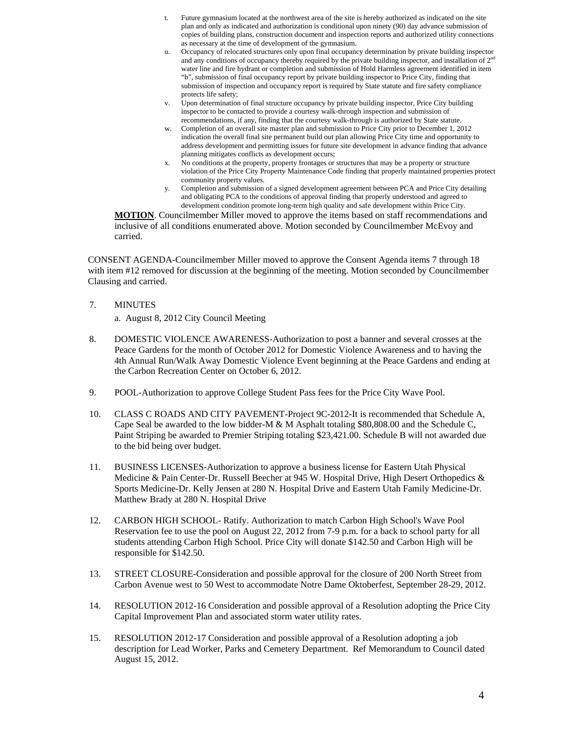t. Future gymnasium located at the northwest area of the site is hereby authorized as indicated on the site plan and only as indicated and authorization is conditional upon ninety (90) day advance submission of copies of building plans, construction document and inspection reports and authorized utility connections as necessary at the time of development of the gymnasium.

u. Occupancy of relocated structures only upon final occupancy determination by private building inspector and any conditions of occupancy thereby required by the private building inspector, and installation of 2nd water line and fire hydrant or completion and submission of Hold Harmless agreement identified in item "b", submission of final occupancy report by private building inspector to Price City, finding that submission of inspection and occupancy report is required by State statute and fire safety compliance protects life safety;

v. Upon determination of final structure occupancy by private building inspector, Price City building inspector to be contacted to provide a courtesy walk-through inspection and submission of recommendations, if any, finding that the courtesy walk-through is authorized by State statute.

w. Completion of an overall site master plan and submission to Price City prior to December 1, 2012 indication the overall final site permanent build out plan allowing Price City time and opportunity to address development and permitting issues for future site development in advance finding that advance planning mitigates conflicts as development occurs;

x. No conditions at the property, property frontages or structures that may be a property or structure violation of the Price City Property Maintenance Code finding that properly maintained properties protect community property values.

y. Completion and submission of a signed development agreement between PCA and Price City detailing and obligating PCA to the conditions of approval finding that properly understood and agreed to development condition promote long-term high quality and safe development within Price City.

**MOTION**. Councilmember Miller moved to approve the items based on staff recommendations and inclusive of all conditions enumerated above. Motion seconded by Councilmember McEvoy and carried.

CONSENT AGENDA-Councilmember Miller moved to approve the Consent Agenda items 7 through 18 with item #12 removed for discussion at the beginning of the meeting. Motion seconded by Councilmember Clausing and carried.

7. MINUTES

   a. August 8, 2012 City Council Meeting

8. DOMESTIC VIOLENCE AWARENESS-Authorization to post a banner and several crosses at the Peace Gardens for the month of October 2012 for Domestic Violence Awareness and to having the 4th Annual Run/Walk Away Domestic Violence Event beginning at the Peace Gardens and ending at the Carbon Recreation Center on October 6, 2012.

9. POOL-Authorization to approve College Student Pass fees for the Price City Wave Pool.

10. CLASS C ROADS AND CITY PAVEMENT-Project 9C-2012-It is recommended that Schedule A, Cape Seal be awarded to the low bidder-M & M Asphalt totaling $80,808.00 and the Schedule C, Paint Striping be awarded to Premier Striping totaling $23,421.00. Schedule B will not awarded due to the bid being over budget.

11. BUSINESS LICENSES-Authorization to approve a business license for Eastern Utah Physical Medicine & Pain Center-Dr. Russell Beecher at 945 W. Hospital Drive, High Desert Orthopedics & Sports Medicine-Dr. Kelly Jensen at 280 N. Hospital Drive and Eastern Utah Family Medicine-Dr. Matthew Brady at 280 N. Hospital Drive

12. CARBON HIGH SCHOOL- Ratify. Authorization to match Carbon High School's Wave Pool Reservation fee to use the pool on August 22, 2012 from 7-9 p.m. for a back to school party for all students attending Carbon High School. Price City will donate $142.50 and Carbon High will be responsible for $142.50.

13. STREET CLOSURE-Consideration and possible approval for the closure of 200 North Street from Carbon Avenue west to 50 West to accommodate Notre Dame Oktoberfest, September 28-29, 2012.

14. RESOLUTION 2012-16 Consideration and possible approval of a Resolution adopting the Price City Capital Improvement Plan and associated storm water utility rates.

15. RESOLUTION 2012-17 Consideration and possible approval of a Resolution adopting a job description for Lead Worker, Parks and Cemetery Department. Ref Memorandum to Council dated August 15, 2012.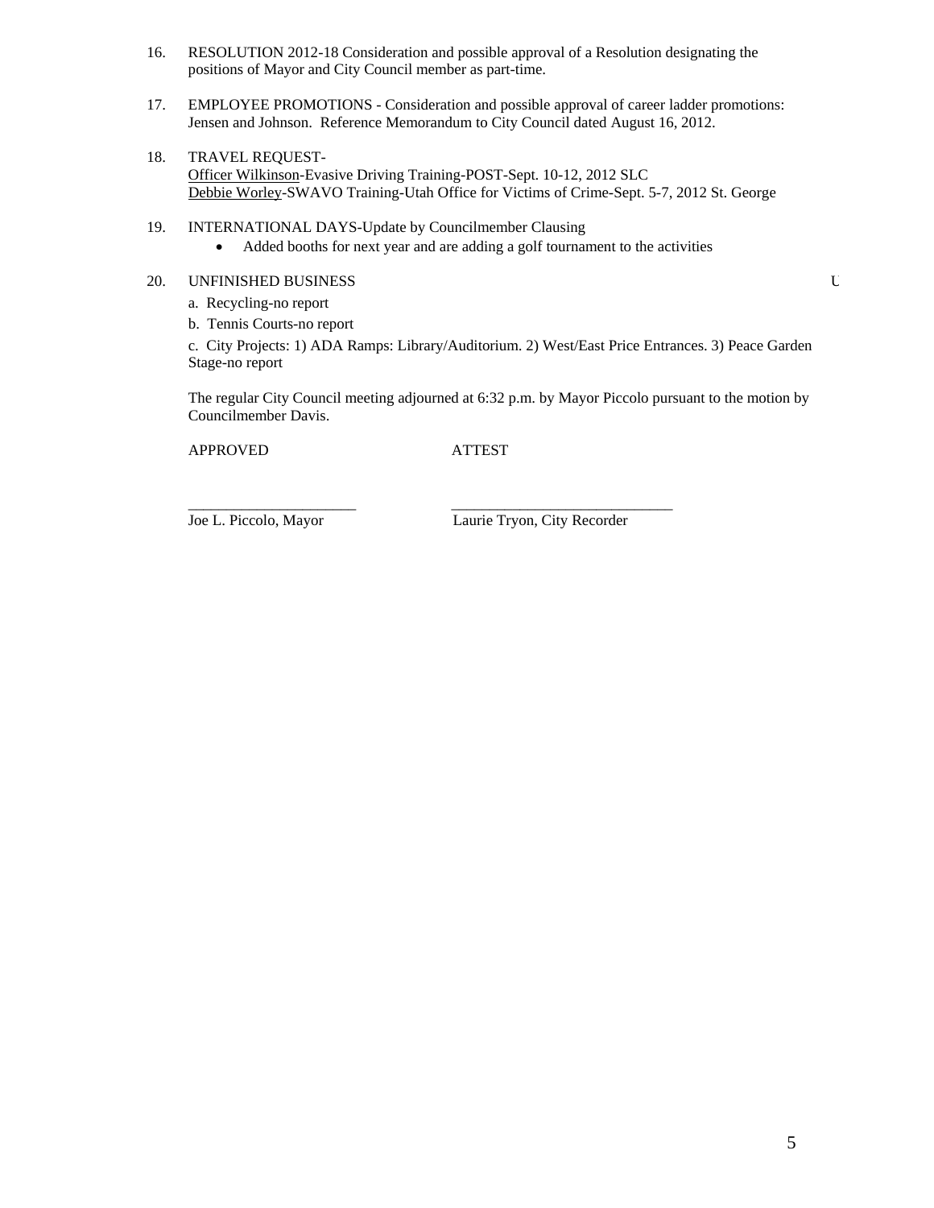16. RESOLUTION 2012-18 Consideration and possible approval of a Resolution designating the positions of Mayor and City Council member as part-time.

17. EMPLOYEE PROMOTIONS - Consideration and possible approval of career ladder promotions: Jensen and Johnson. Reference Memorandum to City Council dated August 16, 2012.

18. TRAVEL REQUEST-
    Officer Wilkinson-Evasive Driving Training-POST-Sept. 10-12, 2012 SLC
    Debbie Worley-SWAVO Training-Utah Office for Victims of Crime-Sept. 5-7, 2012 St. George

19. INTERNATIONAL DAYS-Update by Councilmember Clausing
    - Added booths for next year and are adding a golf tournament to the activities

20. UNFINISHED BUSINESS

    a. Recycling-no report

    b. Tennis Courts-no report

    c. City Projects: 1) ADA Ramps: Library/Auditorium. 2) West/East Price Entrances. 3) Peace Garden Stage-no report

The regular City Council meeting adjourned at 6:32 p.m. by Mayor Piccolo pursuant to the motion by Councilmember Davis.

APPROVED                    ATTEST

______________________      _____________________________

Joe L. Piccolo, Mayor       Laurie Tryon, City Recorder